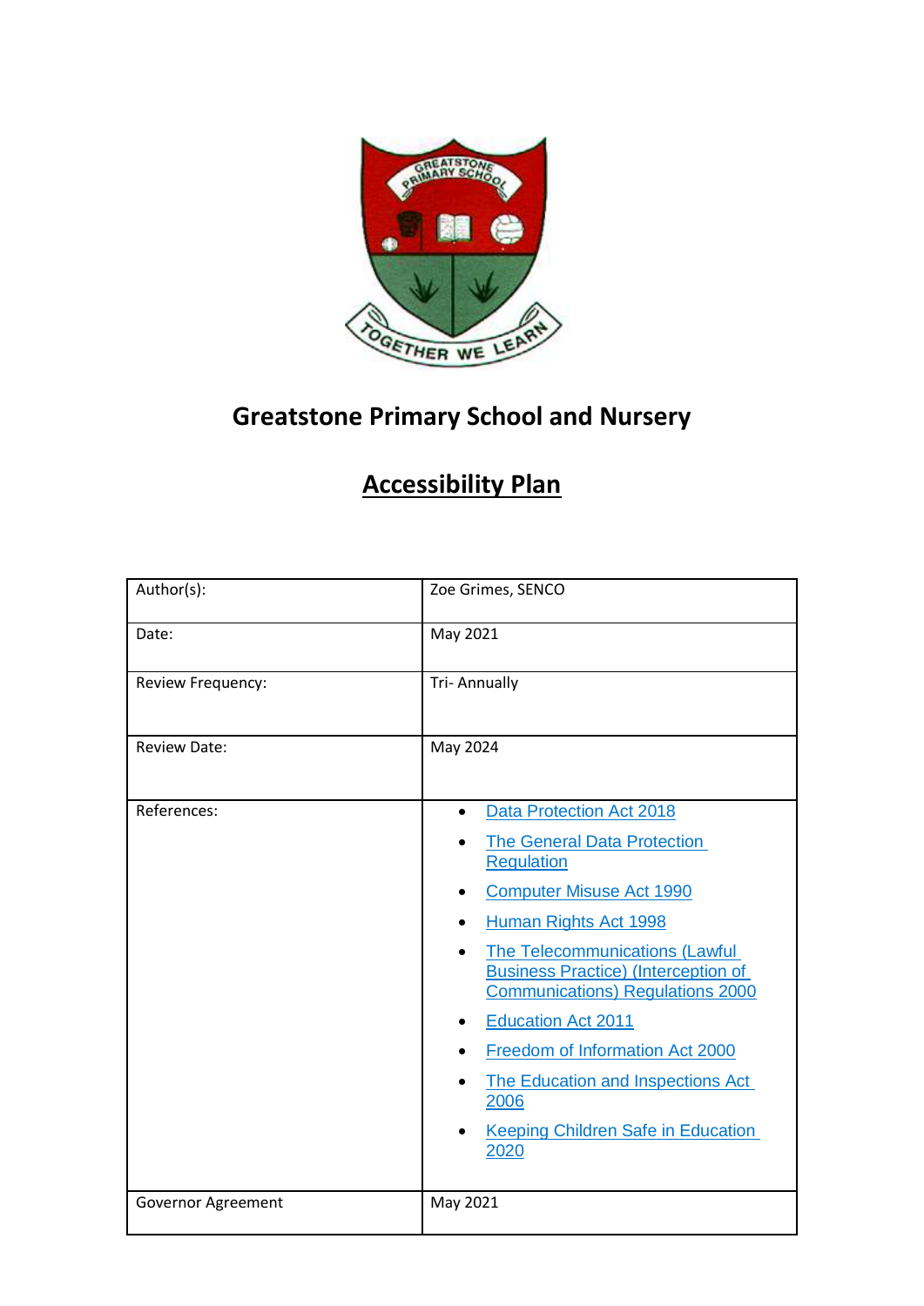# Greatstone Primary School and Nursery

## Accessibility Plan

| Author(s): | Zoe Grimes, SENCO |
|---|---|
| Date: | May 2021 |
| Review Frequency: | Tri- Annually |
| Review Date: | May 2024 |
| References: | • Data Protection Act 2018<br>• The General Data Protection Regulation<br>• Computer Misuse Act 1990<br>• Human Rights Act 1998<br>• The Telecommunications (Lawful Business Practice) (Interception of Communications) Regulations 2000<br>• Education Act 2011<br>• Freedom of Information Act 2000<br>• The Education and Inspections Act 2006<br>• Keeping Children Safe in Education 2020 |
| Governor Agreement | May 2021 |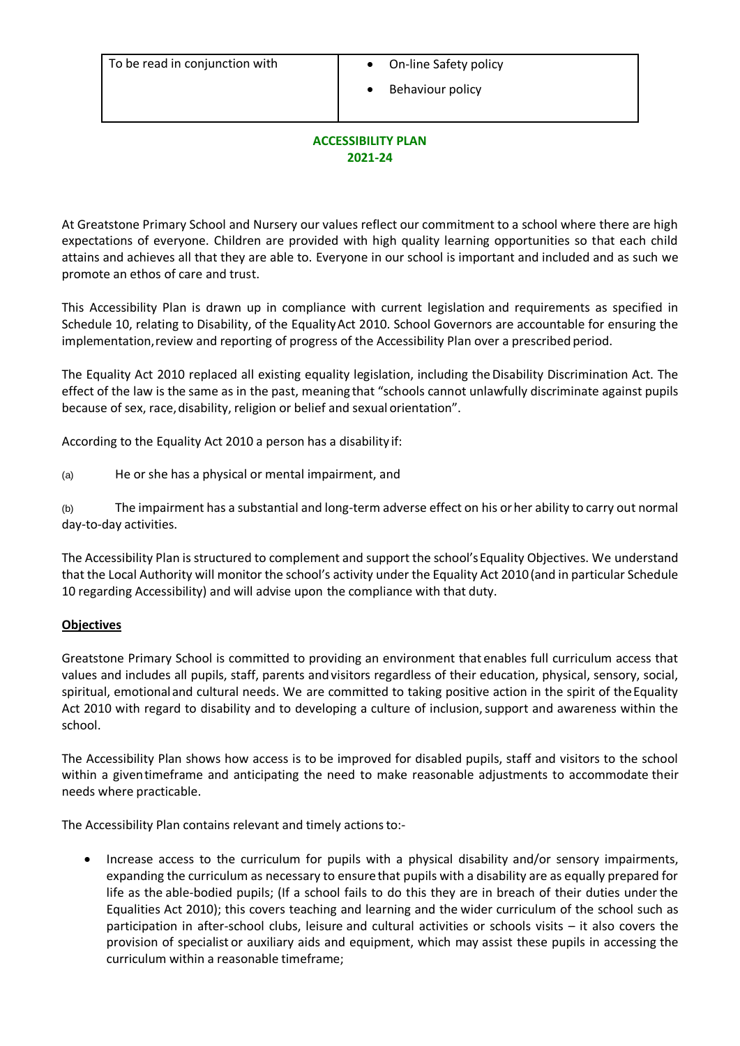| To be read in conjunction with | • On-line Safety policy<br>• Behaviour policy |
| --- | --- |

**ACCESSIBILITY PLAN**
**2021-24**

At Greatstone Primary School and Nursery our values reflect our commitment to a school where there are high expectations of everyone. Children are provided with high quality learning opportunities so that each child attains and achieves all that they are able to. Everyone in our school is important and included and as such we promote an ethos of care and trust.

This Accessibility Plan is drawn up in compliance with current legislation and requirements as specified in Schedule 10, relating to Disability, of the Equality Act 2010. School Governors are accountable for ensuring the implementation, review and reporting of progress of the Accessibility Plan over a prescribed period.

The Equality Act 2010 replaced all existing equality legislation, including the Disability Discrimination Act. The effect of the law is the same as in the past, meaning that "schools cannot unlawfully discriminate against pupils because of sex, race, disability, religion or belief and sexual orientation".

According to the Equality Act 2010 a person has a disability if:

(a) He or she has a physical or mental impairment, and

(b) The impairment has a substantial and long-term adverse effect on his or her ability to carry out normal day-to-day activities.

The Accessibility Plan is structured to complement and support the school's Equality Objectives. We understand that the Local Authority will monitor the school's activity under the Equality Act 2010 (and in particular Schedule 10 regarding Accessibility) and will advise upon the compliance with that duty.

**Objectives**

Greatstone Primary School is committed to providing an environment that enables full curriculum access that values and includes all pupils, staff, parents and visitors regardless of their education, physical, sensory, social, spiritual, emotional and cultural needs. We are committed to taking positive action in the spirit of the Equality Act 2010 with regard to disability and to developing a culture of inclusion, support and awareness within the school.

The Accessibility Plan shows how access is to be improved for disabled pupils, staff and visitors to the school within a given timeframe and anticipating the need to make reasonable adjustments to accommodate their needs where practicable.

The Accessibility Plan contains relevant and timely actions to:-

- Increase access to the curriculum for pupils with a physical disability and/or sensory impairments, expanding the curriculum as necessary to ensure that pupils with a disability are as equally prepared for life as the able-bodied pupils; (If a school fails to do this they are in breach of their duties under the Equalities Act 2010); this covers teaching and learning and the wider curriculum of the school such as participation in after-school clubs, leisure and cultural activities or schools visits – it also covers the provision of specialist or auxiliary aids and equipment, which may assist these pupils in accessing the curriculum within a reasonable timeframe;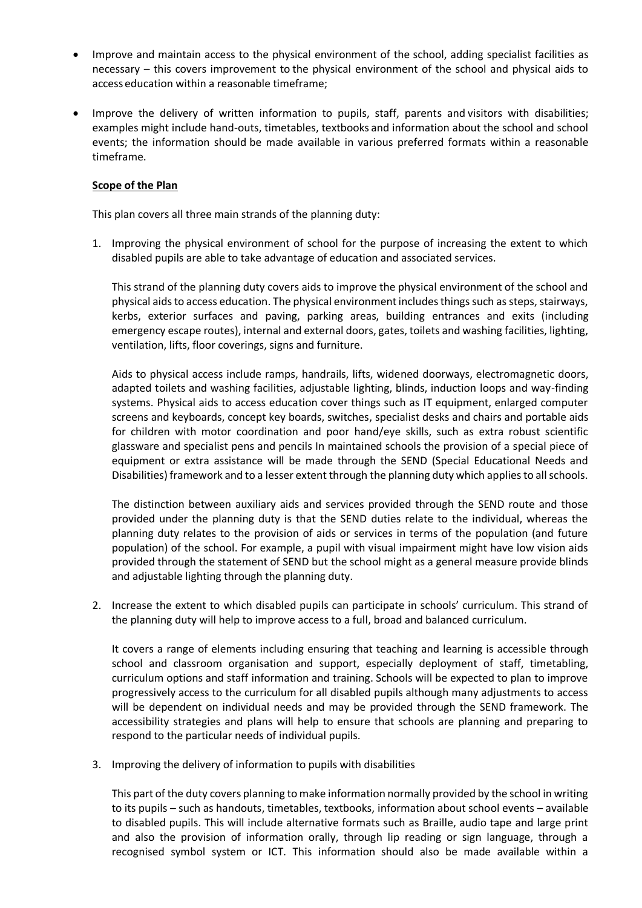- Improve and maintain access to the physical environment of the school, adding specialist facilities as necessary – this covers improvement to the physical environment of the school and physical aids to access education within a reasonable timeframe;

- Improve the delivery of written information to pupils, staff, parents and visitors with disabilities; examples might include hand-outs, timetables, textbooks and information about the school and school events; the information should be made available in various preferred formats within a reasonable timeframe.

**Scope of the Plan**

This plan covers all three main strands of the planning duty:

1. Improving the physical environment of school for the purpose of increasing the extent to which disabled pupils are able to take advantage of education and associated services.

   This strand of the planning duty covers aids to improve the physical environment of the school and physical aids to access education. The physical environment includes things such as steps, stairways, kerbs, exterior surfaces and paving, parking areas, building entrances and exits (including emergency escape routes), internal and external doors, gates, toilets and washing facilities, lighting, ventilation, lifts, floor coverings, signs and furniture.

   Aids to physical access include ramps, handrails, lifts, widened doorways, electromagnetic doors, adapted toilets and washing facilities, adjustable lighting, blinds, induction loops and way-finding systems. Physical aids to access education cover things such as IT equipment, enlarged computer screens and keyboards, concept key boards, switches, specialist desks and chairs and portable aids for children with motor coordination and poor hand/eye skills, such as extra robust scientific glassware and specialist pens and pencils In maintained schools the provision of a special piece of equipment or extra assistance will be made through the SEND (Special Educational Needs and Disabilities) framework and to a lesser extent through the planning duty which applies to all schools.

   The distinction between auxiliary aids and services provided through the SEND route and those provided under the planning duty is that the SEND duties relate to the individual, whereas the planning duty relates to the provision of aids or services in terms of the population (and future population) of the school. For example, a pupil with visual impairment might have low vision aids provided through the statement of SEND but the school might as a general measure provide blinds and adjustable lighting through the planning duty.

2. Increase the extent to which disabled pupils can participate in schools' curriculum. This strand of the planning duty will help to improve access to a full, broad and balanced curriculum.

   It covers a range of elements including ensuring that teaching and learning is accessible through school and classroom organisation and support, especially deployment of staff, timetabling, curriculum options and staff information and training. Schools will be expected to plan to improve progressively access to the curriculum for all disabled pupils although many adjustments to access will be dependent on individual needs and may be provided through the SEND framework. The accessibility strategies and plans will help to ensure that schools are planning and preparing to respond to the particular needs of individual pupils.

3. Improving the delivery of information to pupils with disabilities

   This part of the duty covers planning to make information normally provided by the school in writing to its pupils – such as handouts, timetables, textbooks, information about school events – available to disabled pupils. This will include alternative formats such as Braille, audio tape and large print and also the provision of information orally, through lip reading or sign language, through a recognised symbol system or ICT. This information should also be made available within a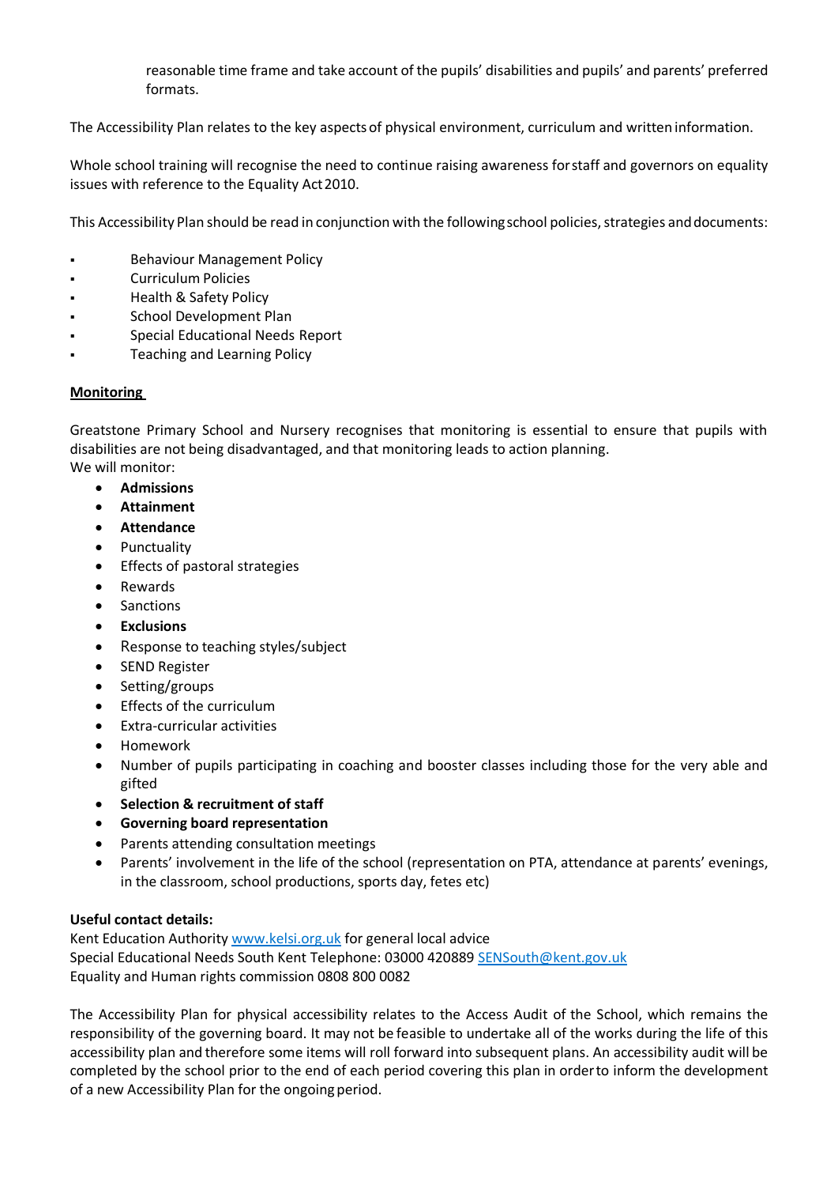reasonable time frame and take account of the pupils' disabilities and pupils' and parents' preferred formats.

The Accessibility Plan relates to the key aspects of physical environment, curriculum and written information.

Whole school training will recognise the need to continue raising awareness for staff and governors on equality issues with reference to the Equality Act 2010.

This Accessibility Plan should be read in conjunction with the following school policies, strategies and documents:

- Behaviour Management Policy
- Curriculum Policies
- Health & Safety Policy
- School Development Plan
- Special Educational Needs Report
- Teaching and Learning Policy

**Monitoring**

Greatstone Primary School and Nursery recognises that monitoring is essential to ensure that pupils with disabilities are not being disadvantaged, and that monitoring leads to action planning.
We will monitor:

- **Admissions**
- **Attainment**
- **Attendance**
- Punctuality
- Effects of pastoral strategies
- Rewards
- Sanctions
- **Exclusions**
- Response to teaching styles/subject
- SEND Register
- Setting/groups
- Effects of the curriculum
- Extra-curricular activities
- Homework
- Number of pupils participating in coaching and booster classes including those for the very able and gifted
- **Selection & recruitment of staff**
- **Governing board representation**
- Parents attending consultation meetings
- Parents' involvement in the life of the school (representation on PTA, attendance at parents' evenings, in the classroom, school productions, sports day, fetes etc)

**Useful contact details:**
Kent Education Authority www.kelsi.org.uk for general local advice
Special Educational Needs South Kent Telephone: 03000 420889 SENSouth@kent.gov.uk
Equality and Human rights commission 0808 800 0082

The Accessibility Plan for physical accessibility relates to the Access Audit of the School, which remains the responsibility of the governing board. It may not be feasible to undertake all of the works during the life of this accessibility plan and therefore some items will roll forward into subsequent plans. An accessibility audit will be completed by the school prior to the end of each period covering this plan in order to inform the development of a new Accessibility Plan for the ongoing period.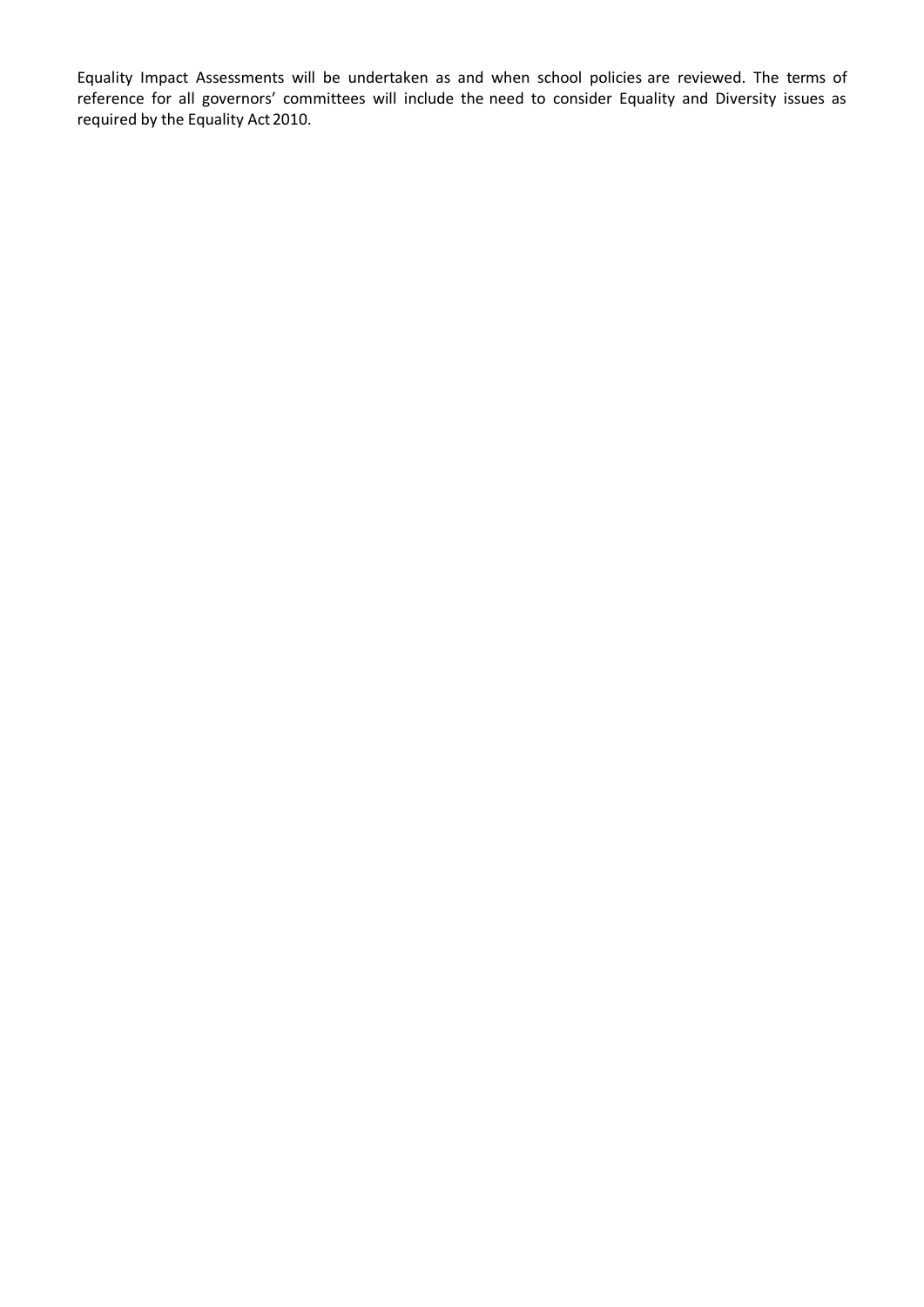Equality Impact Assessments will be undertaken as and when school policies are reviewed. The terms of reference for all governors' committees will include the need to consider Equality and Diversity issues as required by the Equality Act 2010.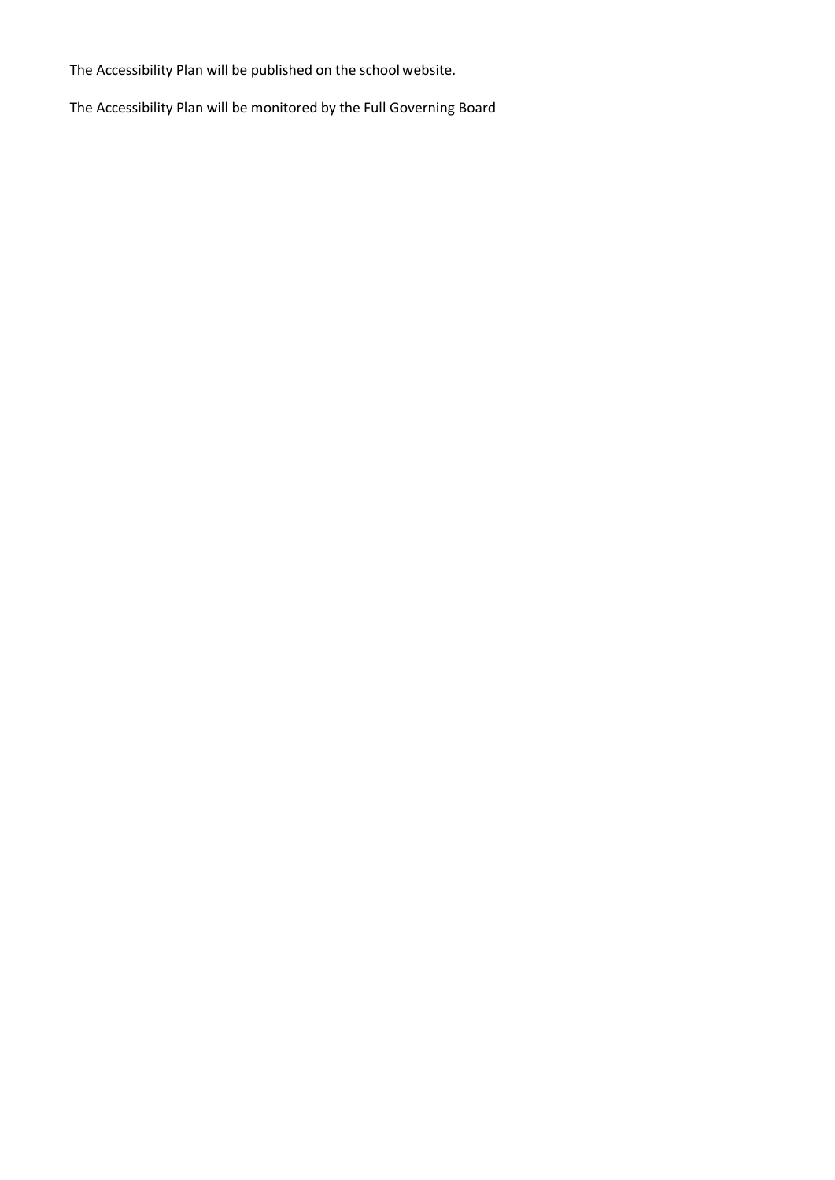The Accessibility Plan will be published on the school website.

The Accessibility Plan will be monitored by the Full Governing Board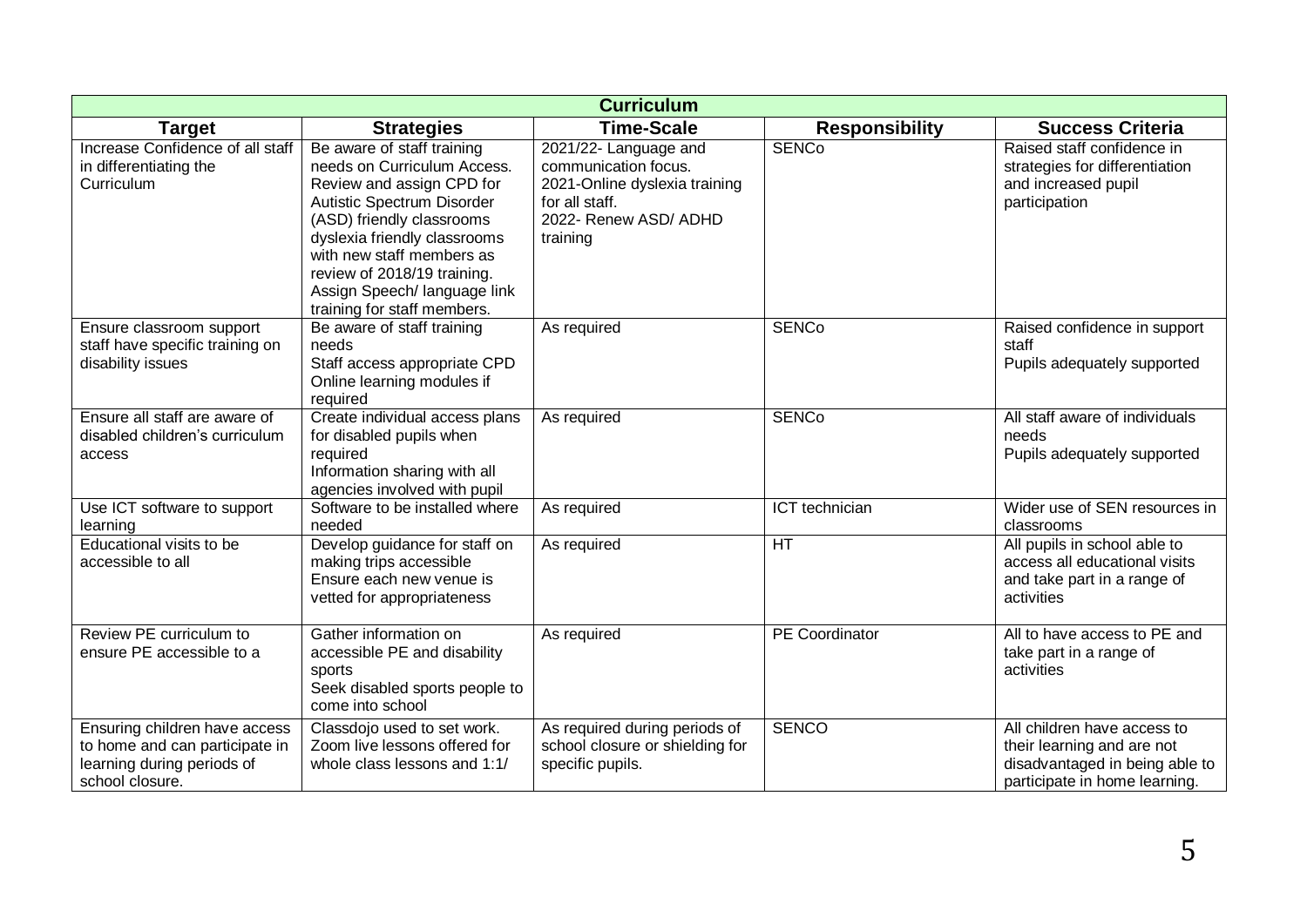| Curriculum | | | | |
|---|---|---|---|---|
| **Target** | **Strategies** | **Time-Scale** | **Responsibility** | **Success Criteria** |
| Increase Confidence of all staff in differentiating the Curriculum | Be aware of staff training needs on Curriculum Access. Review and assign CPD for Autistic Spectrum Disorder (ASD) friendly classrooms dyslexia friendly classrooms with new staff members as review of 2018/19 training. Assign Speech/ language link training for staff members. | 2021/22- Language and communication focus. 2021-Online dyslexia training for all staff. 2022- Renew ASD/ ADHD training | SENCo | Raised staff confidence in strategies for differentiation and increased pupil participation |
| Ensure classroom support staff have specific training on disability issues | Be aware of staff training needs Staff access appropriate CPD Online learning modules if required | As required | SENCo | Raised confidence in support staff Pupils adequately supported |
| Ensure all staff are aware of disabled children's curriculum access | Create individual access plans for disabled pupils when required Information sharing with all agencies involved with pupil | As required | SENCo | All staff aware of individuals needs Pupils adequately supported |
| Use ICT software to support learning | Software to be installed where needed | As required | ICT technician | Wider use of SEN resources in classrooms |
| Educational visits to be accessible to all | Develop guidance for staff on making trips accessible Ensure each new venue is vetted for appropriateness | As required | HT | All pupils in school able to access all educational visits and take part in a range of activities |
| Review PE curriculum to ensure PE accessible to a | Gather information on accessible PE and disability sports Seek disabled sports people to come into school | As required | PE Coordinator | All to have access to PE and take part in a range of activities |
| Ensuring children have access to home and can participate in learning during periods of school closure. | Classdojo used to set work. Zoom live lessons offered for whole class lessons and 1:1/ | As required during periods of school closure or shielding for specific pupils. | SENCO | All children have access to their learning and are not disadvantaged in being able to participate in home learning. |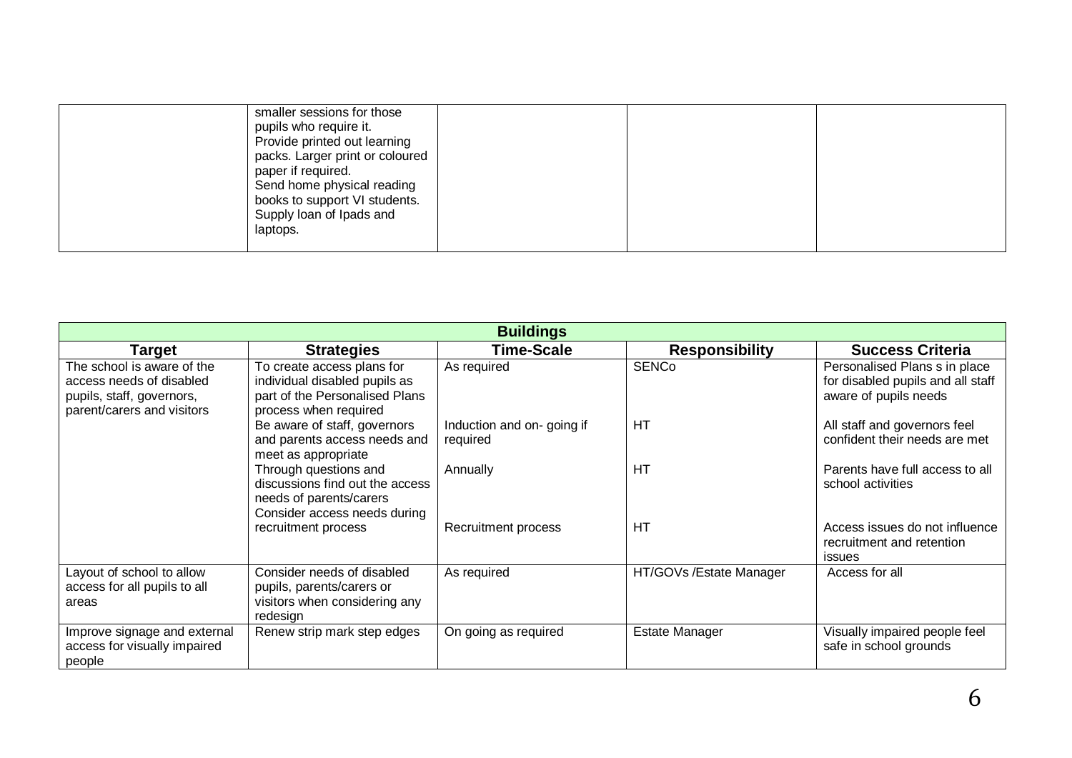| | | | | |
|---|---|---|---|---|
| | smaller sessions for those pupils who require it.<br>Provide printed out learning packs. Larger print or coloured paper if required.<br>Send home physical reading books to support VI students.<br>Supply loan of Ipads and laptops. | | | |

| **Buildings** | | | | |
|---|---|---|---|---|
| **Target** | **Strategies** | **Time-Scale** | **Responsibility** | **Success Criteria** |
| The school is aware of the access needs of disabled pupils, staff, governors, parent/carers and visitors | To create access plans for individual disabled pupils as part of the Personalised Plans process when required | As required | SENCo | Personalised Plans s in place for disabled pupils and all staff aware of pupils needs |
| | Be aware of staff, governors and parents access needs and meet as appropriate | Induction and on- going if required | HT | All staff and governors feel confident their needs are met |
| | Through questions and discussions find out the access needs of parents/carers | Annually | HT | Parents have full access to all school activities |
| | Consider access needs during recruitment process | Recruitment process | HT | Access issues do not influence recruitment and retention issues |
| Layout of school to allow access for all pupils to all areas | Consider needs of disabled pupils, parents/carers or visitors when considering any redesign | As required | HT/GOVs /Estate Manager | Access for all |
| Improve signage and external access for visually impaired people | Renew strip mark step edges | On going as required | Estate Manager | Visually impaired people feel safe in school grounds |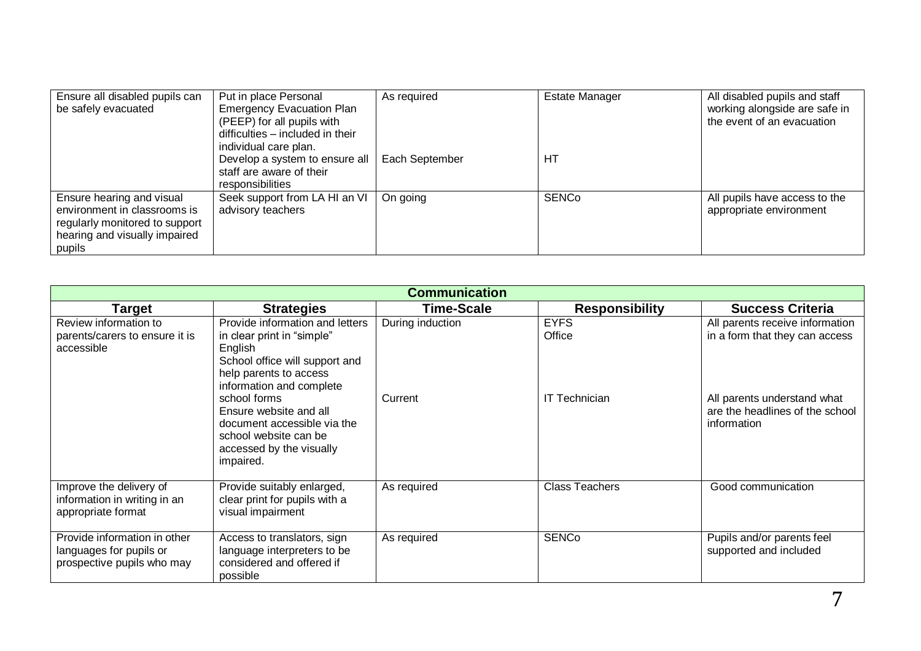| | | | | |
|---|---|---|---|---|
| Ensure all disabled pupils can be safely evacuated | Put in place Personal Emergency Evacuation Plan (PEEP) for all pupils with difficulties – included in their individual care plan.<br>Develop a system to ensure all staff are aware of their responsibilities | As required<br><br><br><br>Each September | Estate Manager<br><br><br><br>HT | All disabled pupils and staff working alongside are safe in the event of an evacuation |
| Ensure hearing and visual environment in classrooms is regularly monitored to support hearing and visually impaired pupils | Seek support from LA HI an VI advisory teachers | On going | SENCo | All pupils have access to the appropriate environment |

| Communication | | | | |
|---|---|---|---|---|
| **Target** | **Strategies** | **Time-Scale** | **Responsibility** | **Success Criteria** |
| Review information to parents/carers to ensure it is accessible | Provide information and letters in clear print in "simple" English<br>School office will support and help parents to access information and complete school forms<br>Ensure website and all document accessible via the school website can be accessed by the visually impaired. | During induction<br><br><br><br><br>Current | EYFS<br>Office<br><br><br><br>IT Technician | All parents receive information in a form that they can access<br><br><br><br>All parents understand what are the headlines of the school information |
| Improve the delivery of information in writing in an appropriate format | Provide suitably enlarged, clear print for pupils with a visual impairment | As required | Class Teachers | Good communication |
| Provide information in other languages for pupils or prospective pupils who may | Access to translators, sign language interpreters to be considered and offered if possible | As required | SENCo | Pupils and/or parents feel supported and included |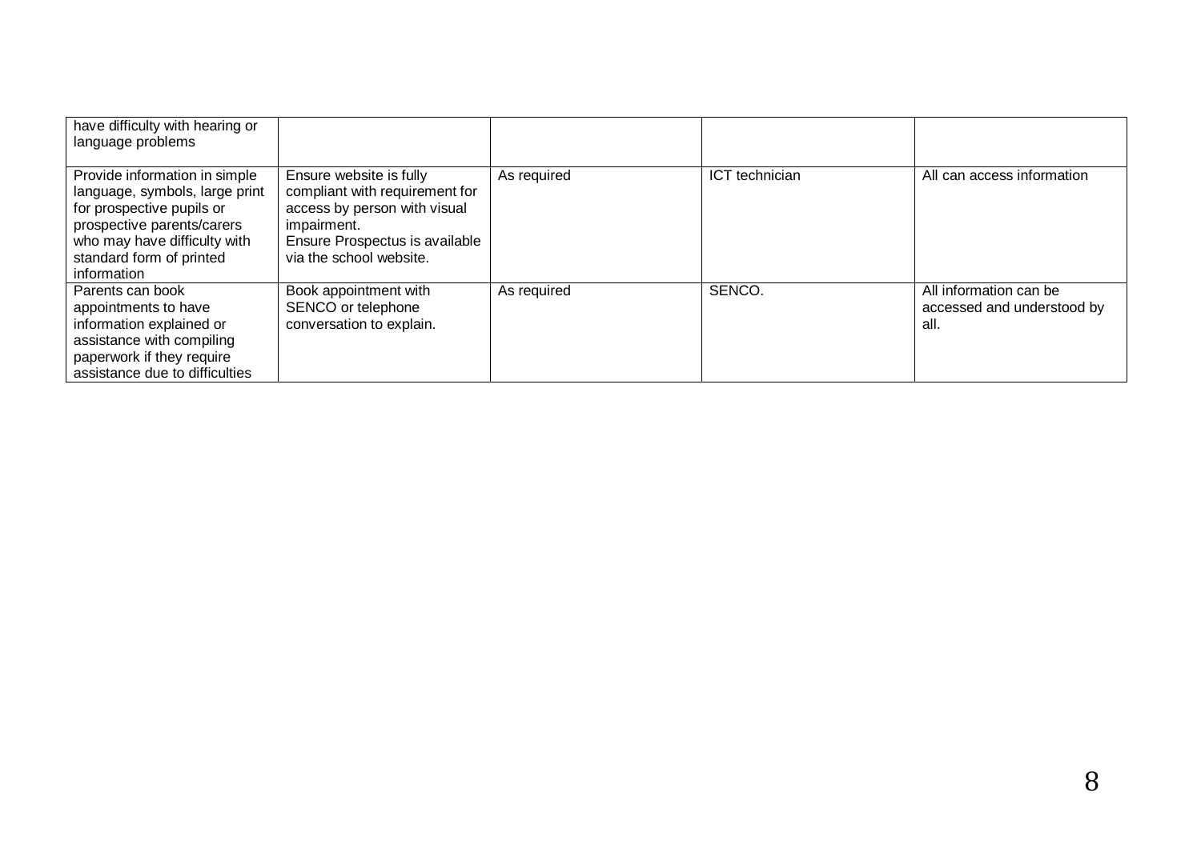| | | | | |
|---|---|---|---|---|
| have difficulty with hearing or language problems | | | | |
| Provide information in simple language, symbols, large print for prospective pupils or prospective parents/carers who may have difficulty with standard form of printed information | Ensure website is fully compliant with requirement for access by person with visual impairment. Ensure Prospectus is available via the school website. | As required | ICT technician | All can access information |
| Parents can book appointments to have information explained or assistance with compiling paperwork if they require assistance due to difficulties | Book appointment with SENCO or telephone conversation to explain. | As required | SENCO. | All information can be accessed and understood by all. |